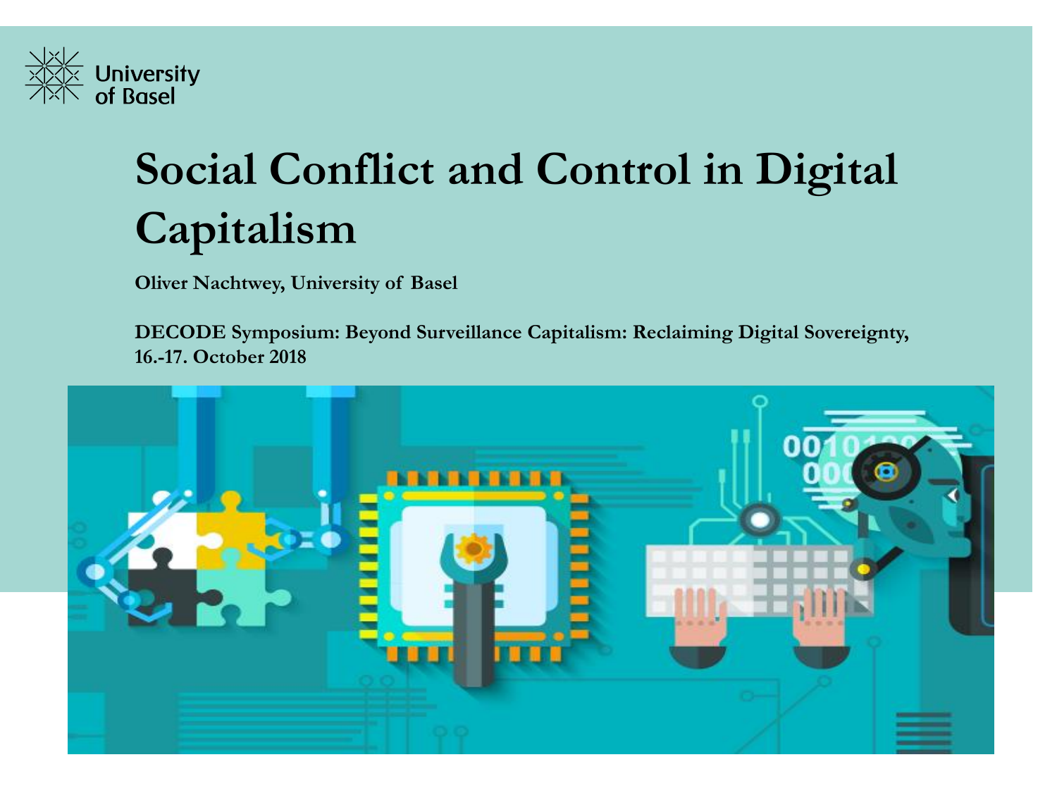University of Basel

# Social Conflict and Control in Digital Capitalism

**Oliver Nachtwey, University of Basel**

**DECODE Symposium: Beyond Surveillance Capitalism: Reclaiming Digital Sovereignty, 16.-17. October 2018**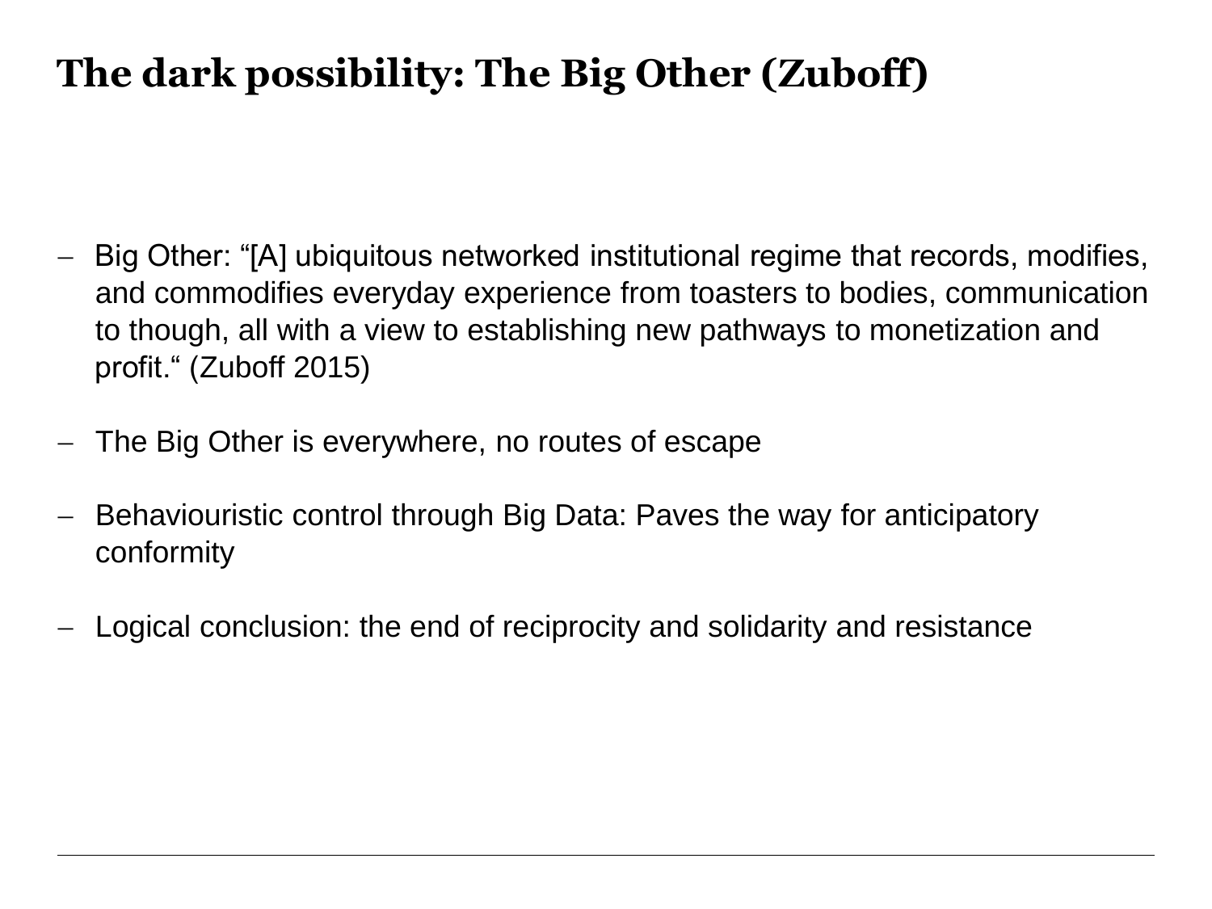# The dark possibility: The Big Other (Zuboff)

- Big Other: “[A] ubiquitous networked institutional regime that records, modifies, and commodifies everyday experience from toasters to bodies, communication to though, all with a view to establishing new pathways to monetization and profit.“ (Zuboff 2015)

- The Big Other is everywhere, no routes of escape

- Behaviouristic control through Big Data: Paves the way for anticipatory conformity

- Logical conclusion: the end of reciprocity and solidarity and resistance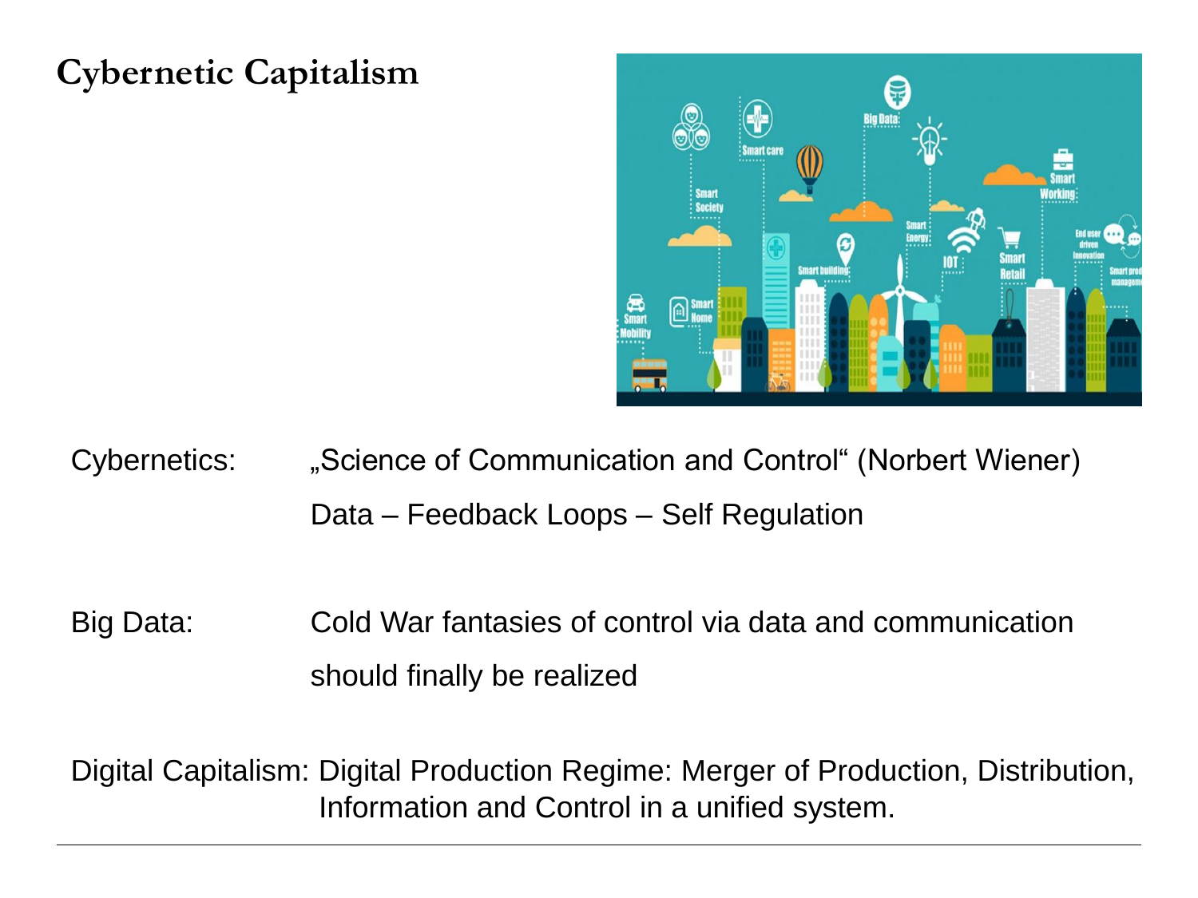# Cybernetic Capitalism

Cybernetics: „Science of Communication and Control" (Norbert Wiener)

Data – Feedback Loops – Self Regulation

Big Data: Cold War fantasies of control via data and communication should finally be realized

Digital Capitalism: Digital Production Regime: Merger of Production, Distribution, Information and Control in a unified system.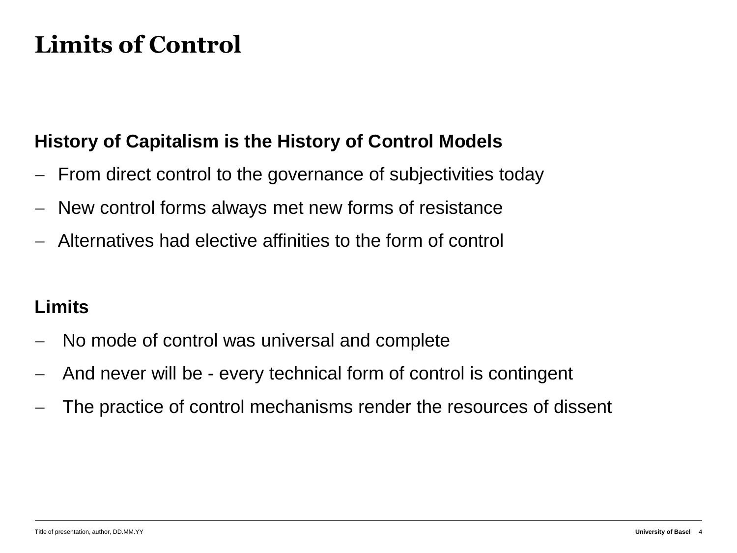# Limits of Control

**History of Capitalism is the History of Control Models**

- From direct control to the governance of subjectivities today
- New control forms always met new forms of resistance
- Alternatives had elective affinities to the form of control

**Limits**

- No mode of control was universal and complete
- And never will be - every technical form of control is contingent
- The practice of control mechanisms render the resources of dissent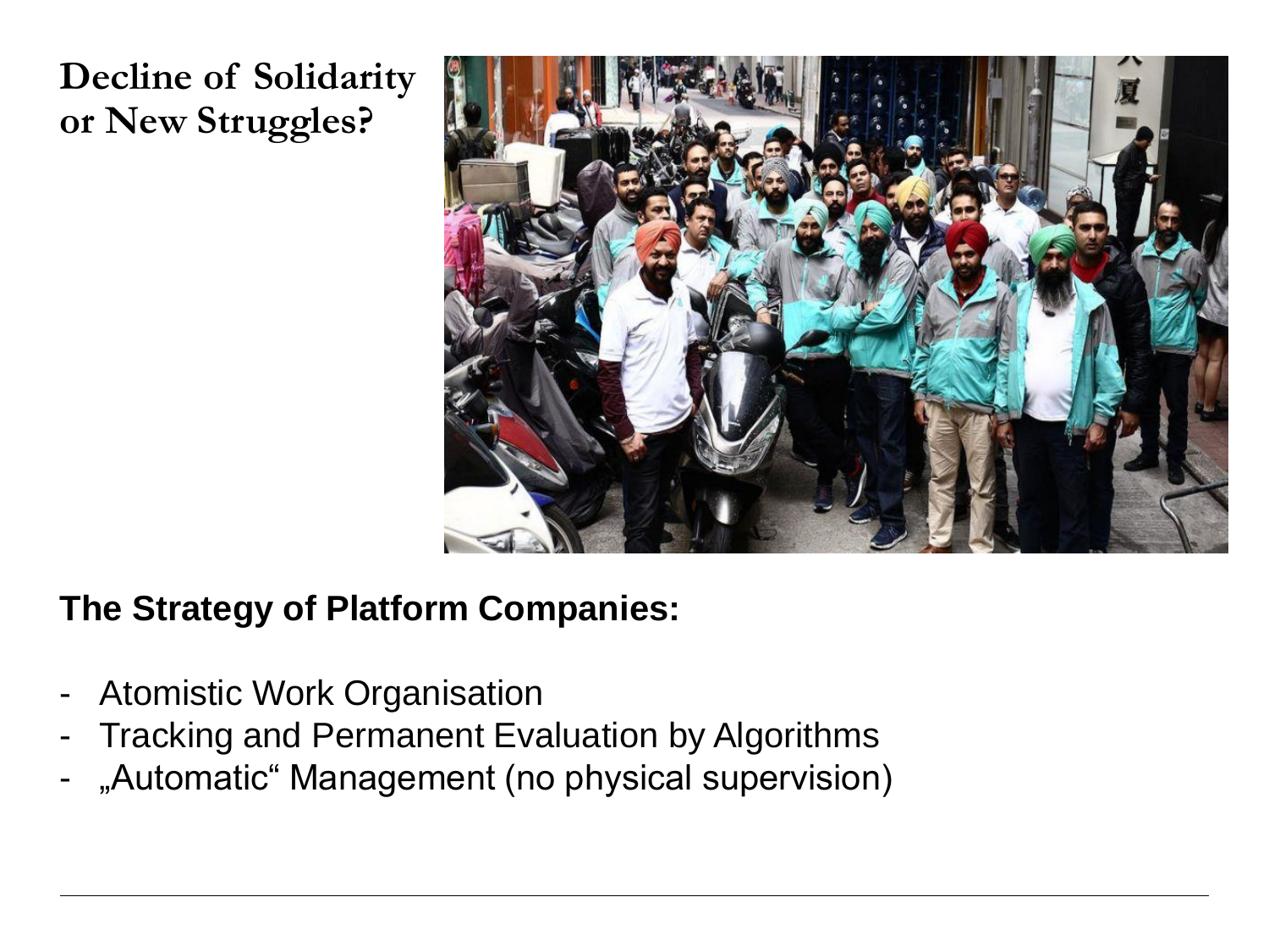## Decline of Solidarity or New Struggles?

**The Strategy of Platform Companies:**

- Atomistic Work Organisation
- Tracking and Permanent Evaluation by Algorithms
- „Automatic“ Management (no physical supervision)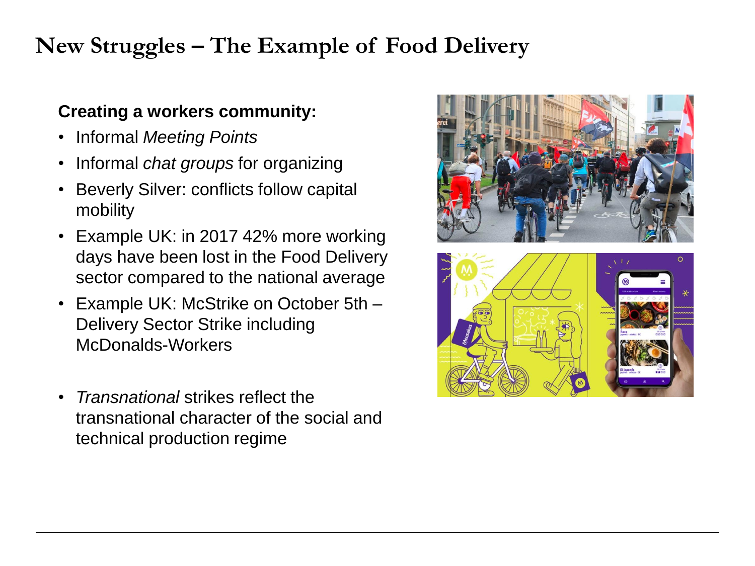# New Struggles – The Example of Food Delivery

**Creating a workers community:**

- Informal *Meeting Points*
- Informal *chat groups* for organizing
- Beverly Silver: conflicts follow capital mobility
- Example UK: in 2017 42% more working days have been lost in the Food Delivery sector compared to the national average
- Example UK: McStrike on October 5th – Delivery Sector Strike including McDonalds-Workers
- *Transnational* strikes reflect the transnational character of the social and technical production regime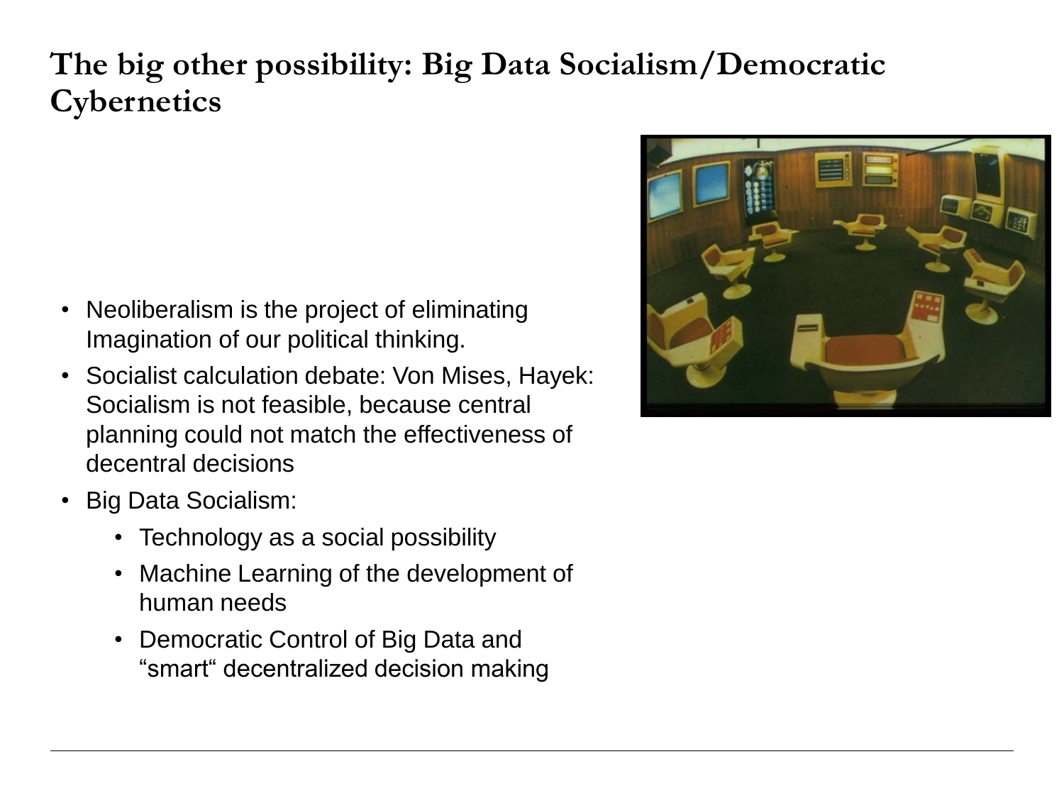# The big other possibility: Big Data Socialism/Democratic Cybernetics

- Neoliberalism is the project of eliminating Imagination of our political thinking.
- Socialist calculation debate: Von Mises, Hayek: Socialism is not feasible, because central planning could not match the effectiveness of decentral decisions
- Big Data Socialism:
  - Technology as a social possibility
  - Machine Learning of the development of human needs
  - Democratic Control of Big Data and “smart“ decentralized decision making